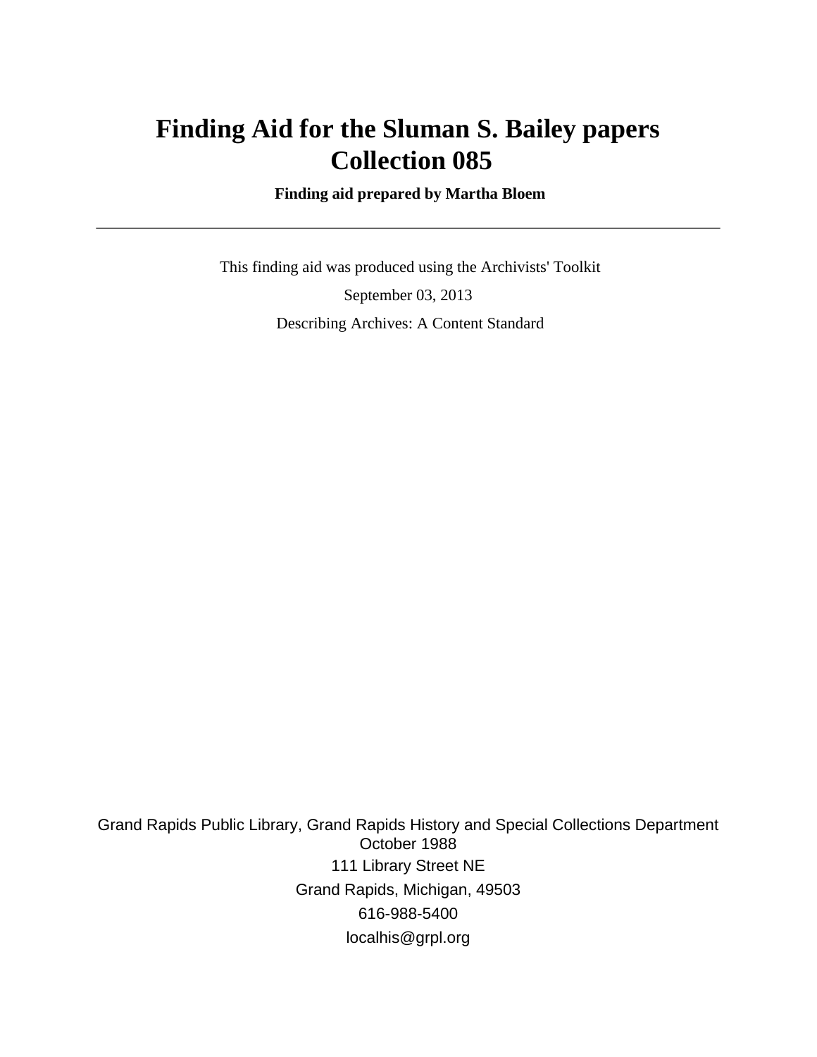# Finding Aid for the Sluman S. Bailey papers Collection 085

**Finding aid prepared by Martha Bloem**

---

This finding aid was produced using the Archivists' Toolkit

September 03, 2013

Describing Archives: A Content Standard

Grand Rapids Public Library, Grand Rapids History and Special Collections Department
October 1988
111 Library Street NE
Grand Rapids, Michigan, 49503
616-988-5400
localhis@grpl.org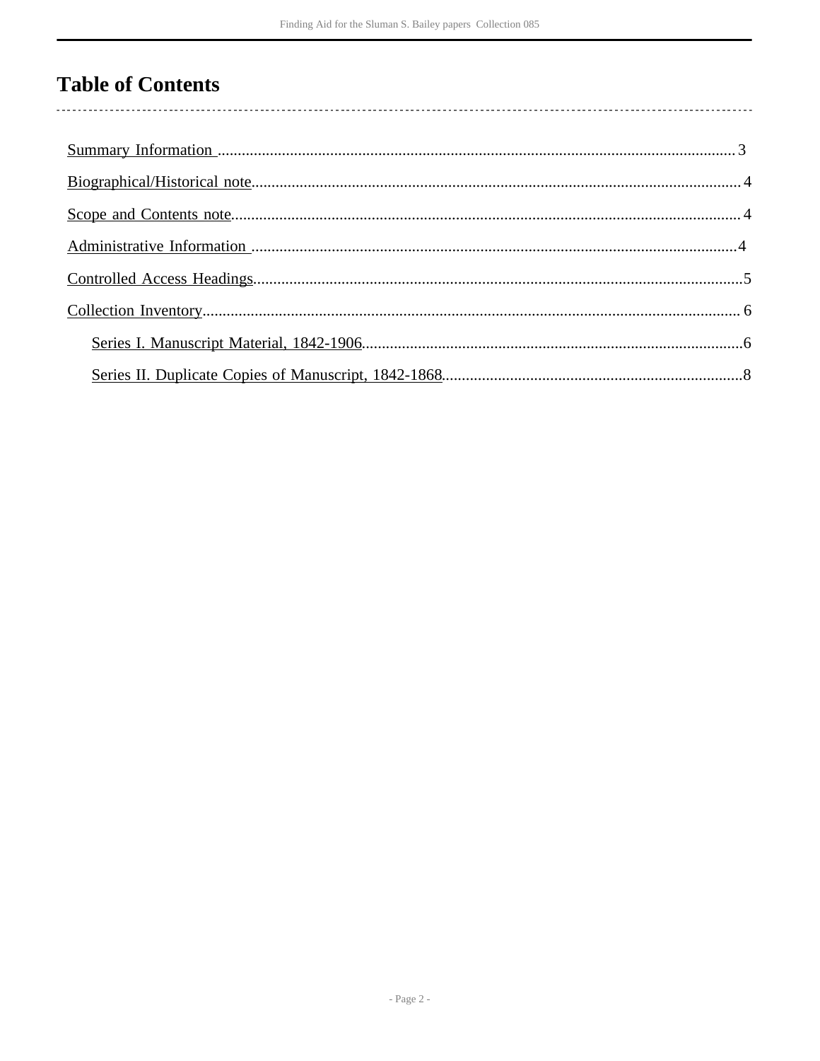# Table of Contents

Summary Information ........................................ 3

Biographical/Historical note ........................................ 4

Scope and Contents note ........................................ 4

Administrative Information ........................................ 4

Controlled Access Headings ........................................ 5

Collection Inventory ........................................ 6

- Series I. Manuscript Material, 1842-1906 ........................................ 6
- Series II. Duplicate Copies of Manuscript, 1842-1868 ........................................ 8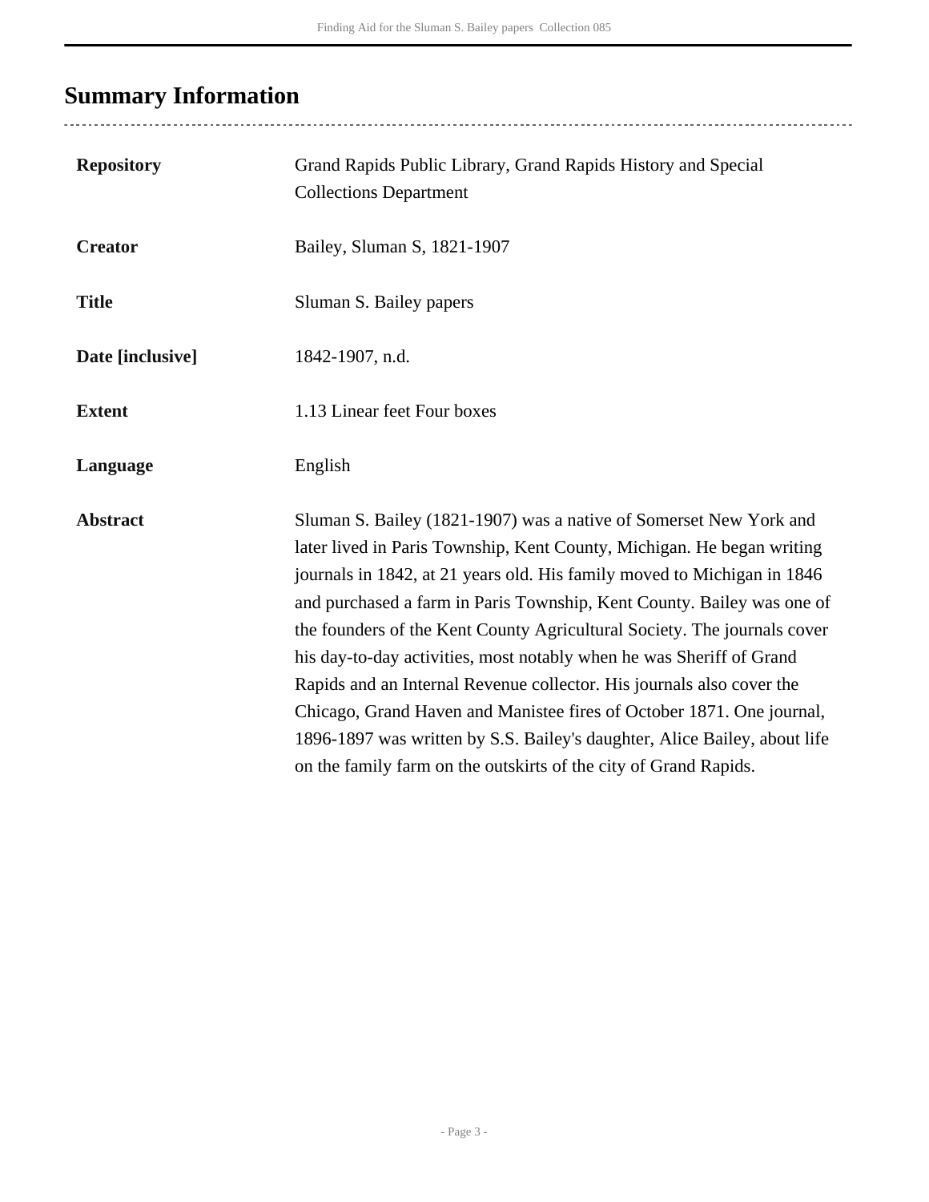## Summary Information

| | |
|---|---|
| **Repository** | Grand Rapids Public Library, Grand Rapids History and Special Collections Department |
| **Creator** | Bailey, Sluman S, 1821-1907 |
| **Title** | Sluman S. Bailey papers |
| **Date [inclusive]** | 1842-1907, n.d. |
| **Extent** | 1.13 Linear feet Four boxes |
| **Language** | English |
| **Abstract** | Sluman S. Bailey (1821-1907) was a native of Somerset New York and later lived in Paris Township, Kent County, Michigan. He began writing journals in 1842, at 21 years old. His family moved to Michigan in 1846 and purchased a farm in Paris Township, Kent County. Bailey was one of the founders of the Kent County Agricultural Society. The journals cover his day-to-day activities, most notably when he was Sheriff of Grand Rapids and an Internal Revenue collector. His journals also cover the Chicago, Grand Haven and Manistee fires of October 1871. One journal, 1896-1897 was written by S.S. Bailey's daughter, Alice Bailey, about life on the family farm on the outskirts of the city of Grand Rapids. |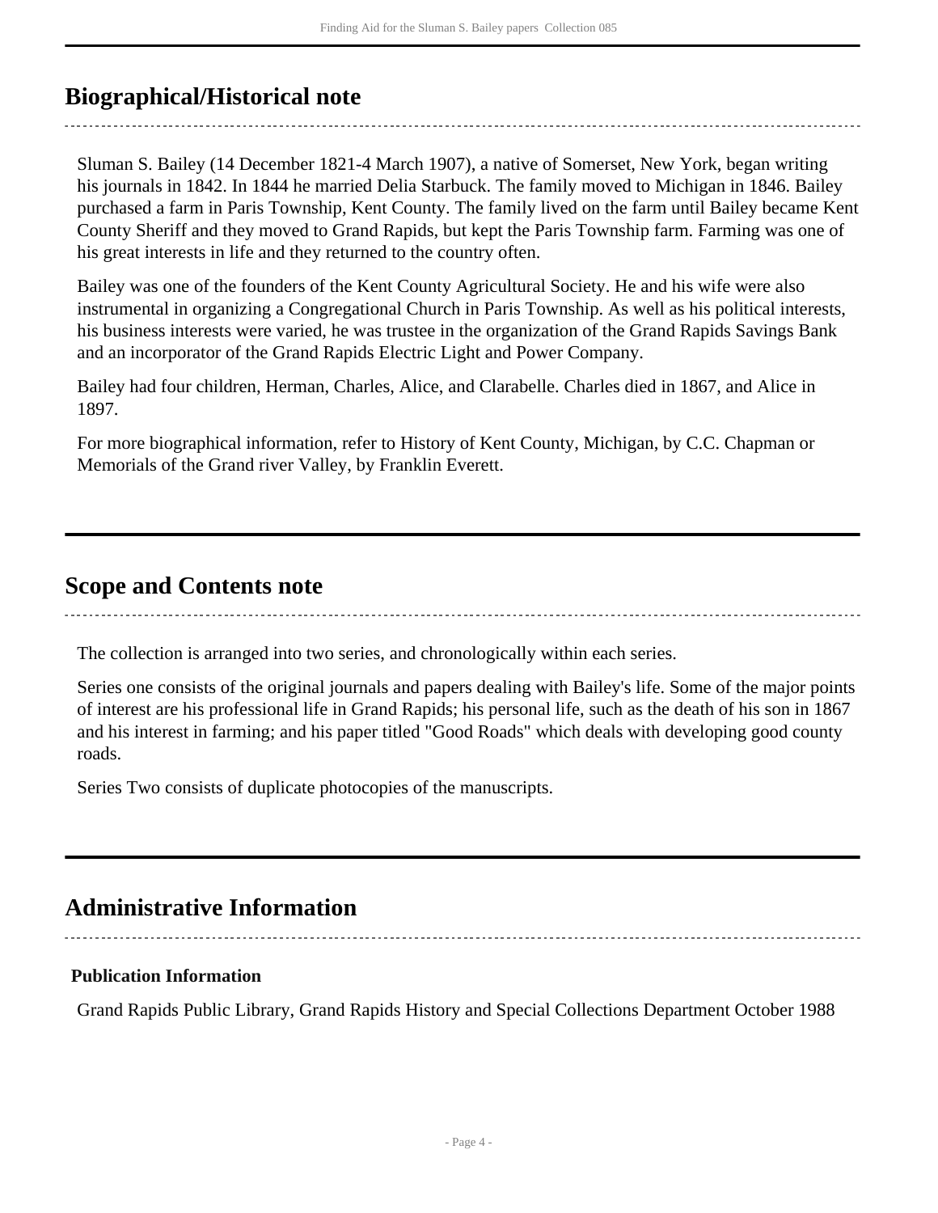## Biographical/Historical note

Sluman S. Bailey (14 December 1821-4 March 1907), a native of Somerset, New York, began writing his journals in 1842. In 1844 he married Delia Starbuck. The family moved to Michigan in 1846. Bailey purchased a farm in Paris Township, Kent County. The family lived on the farm until Bailey became Kent County Sheriff and they moved to Grand Rapids, but kept the Paris Township farm. Farming was one of his great interests in life and they returned to the country often.

Bailey was one of the founders of the Kent County Agricultural Society. He and his wife were also instrumental in organizing a Congregational Church in Paris Township. As well as his political interests, his business interests were varied, he was trustee in the organization of the Grand Rapids Savings Bank and an incorporator of the Grand Rapids Electric Light and Power Company.

Bailey had four children, Herman, Charles, Alice, and Clarabelle. Charles died in 1867, and Alice in 1897.

For more biographical information, refer to History of Kent County, Michigan, by C.C. Chapman or Memorials of the Grand river Valley, by Franklin Everett.

## Scope and Contents note

The collection is arranged into two series, and chronologically within each series.

Series one consists of the original journals and papers dealing with Bailey's life. Some of the major points of interest are his professional life in Grand Rapids; his personal life, such as the death of his son in 1867 and his interest in farming; and his paper titled "Good Roads" which deals with developing good county roads.

Series Two consists of duplicate photocopies of the manuscripts.

## Administrative Information

### Publication Information

Grand Rapids Public Library, Grand Rapids History and Special Collections Department October 1988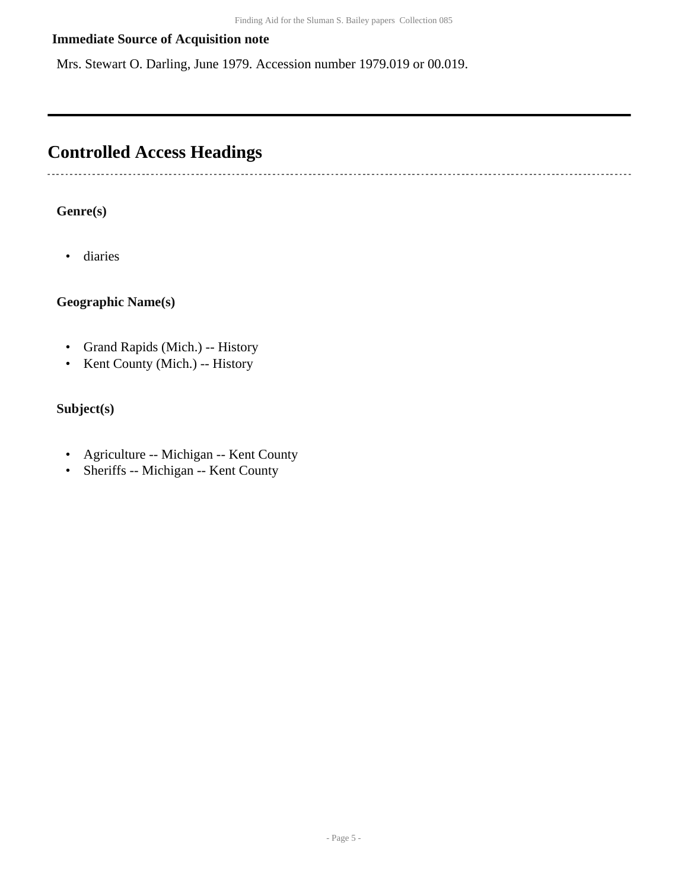### Immediate Source of Acquisition note

Mrs. Stewart O. Darling, June 1979. Accession number 1979.019 or 00.019.

---

## Controlled Access Headings

### Genre(s)

- diaries

### Geographic Name(s)

- Grand Rapids (Mich.) -- History
- Kent County (Mich.) -- History

### Subject(s)

- Agriculture -- Michigan -- Kent County
- Sheriffs -- Michigan -- Kent County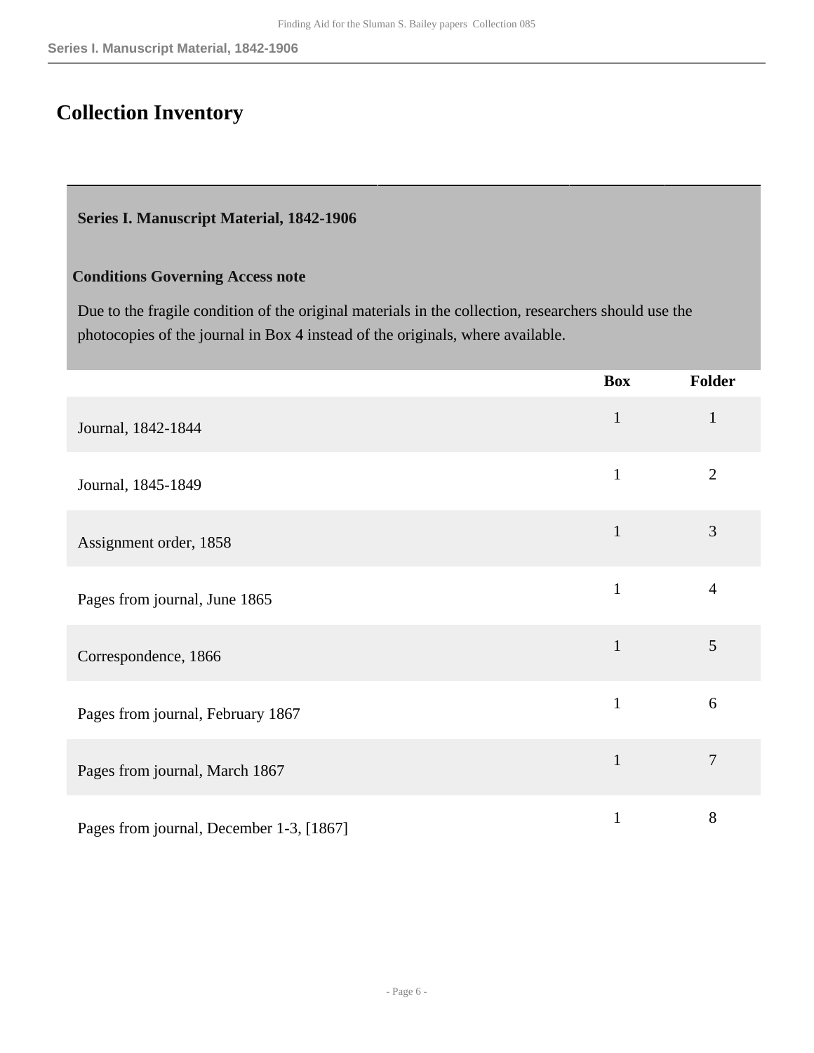## Collection Inventory

### Series I. Manuscript Material, 1842-1906

**Conditions Governing Access note**

Due to the fragile condition of the original materials in the collection, researchers should use the photocopies of the journal in Box 4 instead of the originals, where available.

| | Box | Folder |
|---|---|---|
| Journal, 1842-1844 | 1 | 1 |
| Journal, 1845-1849 | 1 | 2 |
| Assignment order, 1858 | 1 | 3 |
| Pages from journal, June 1865 | 1 | 4 |
| Correspondence, 1866 | 1 | 5 |
| Pages from journal, February 1867 | 1 | 6 |
| Pages from journal, March 1867 | 1 | 7 |
| Pages from journal, December 1-3, [1867] | 1 | 8 |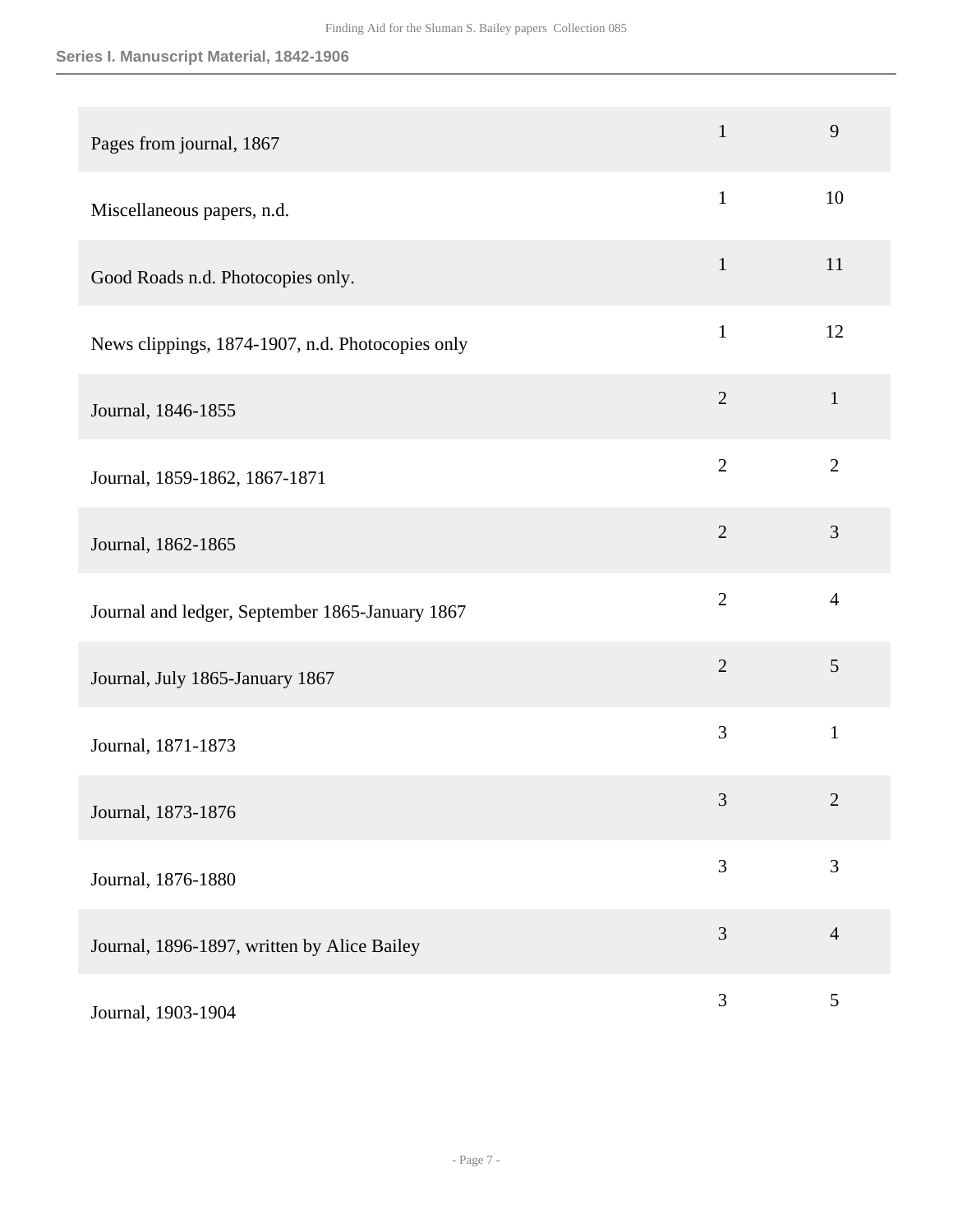## Series I. Manuscript Material, 1842-1906

| | | |
|---|---|---|
| Pages from journal, 1867 | 1 | 9 |
| Miscellaneous papers, n.d. | 1 | 10 |
| Good Roads n.d. Photocopies only. | 1 | 11 |
| News clippings, 1874-1907, n.d. Photocopies only | 1 | 12 |
| Journal, 1846-1855 | 2 | 1 |
| Journal, 1859-1862, 1867-1871 | 2 | 2 |
| Journal, 1862-1865 | 2 | 3 |
| Journal and ledger, September 1865-January 1867 | 2 | 4 |
| Journal, July 1865-January 1867 | 2 | 5 |
| Journal, 1871-1873 | 3 | 1 |
| Journal, 1873-1876 | 3 | 2 |
| Journal, 1876-1880 | 3 | 3 |
| Journal, 1896-1897, written by Alice Bailey | 3 | 4 |
| Journal, 1903-1904 | 3 | 5 |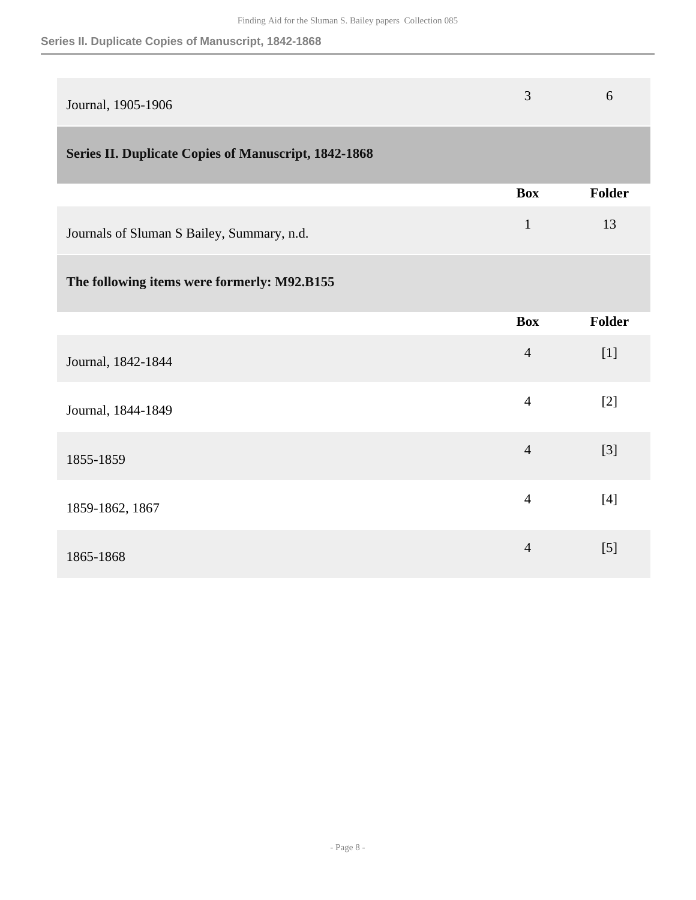| | Box | Folder |
|---|---|---|
| Journal, 1905-1906 | 3 | 6 |

## Series II. Duplicate Copies of Manuscript, 1842-1868

| | Box | Folder |
|---|---|---|
| Journals of Sluman S Bailey, Summary, n.d. | 1 | 13 |

**The following items were formerly: M92.B155**

| | Box | Folder |
|---|---|---|
| Journal, 1842-1844 | 4 | [1] |
| Journal, 1844-1849 | 4 | [2] |
| 1855-1859 | 4 | [3] |
| 1859-1862, 1867 | 4 | [4] |
| 1865-1868 | 4 | [5] |